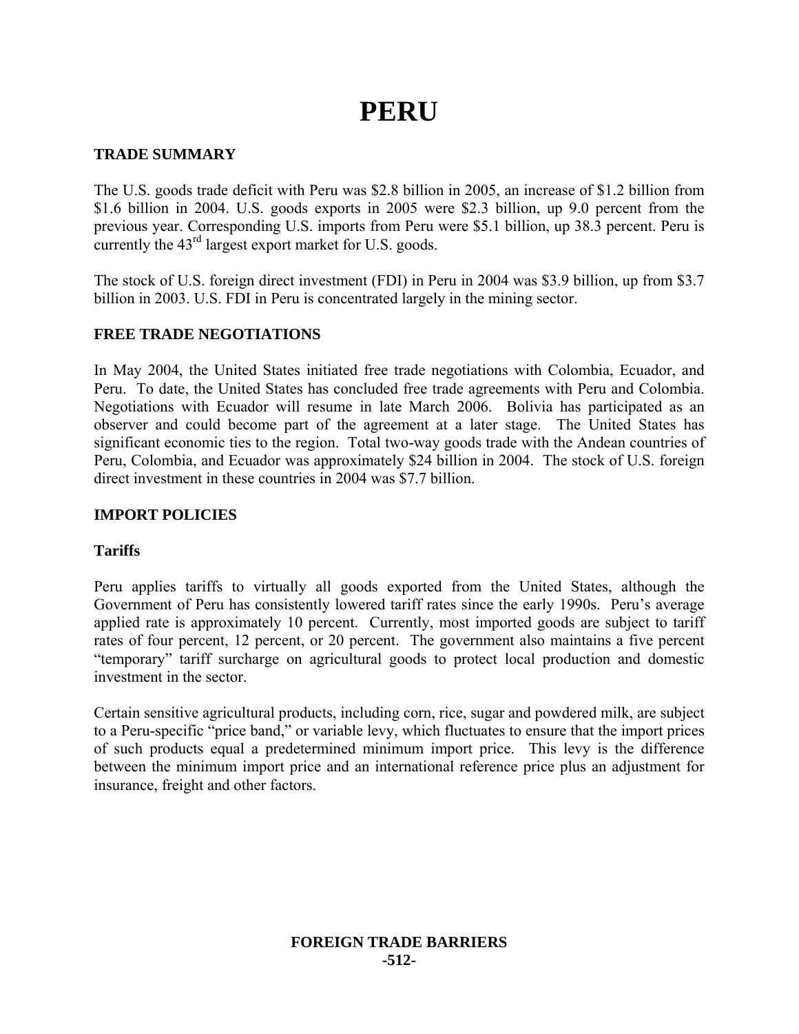# PERU

## TRADE SUMMARY

The U.S. goods trade deficit with Peru was $2.8 billion in 2005, an increase of $1.2 billion from $1.6 billion in 2004. U.S. goods exports in 2005 were $2.3 billion, up 9.0 percent from the previous year. Corresponding U.S. imports from Peru were $5.1 billion, up 38.3 percent. Peru is currently the 43rd largest export market for U.S. goods.

The stock of U.S. foreign direct investment (FDI) in Peru in 2004 was $3.9 billion, up from $3.7 billion in 2003. U.S. FDI in Peru is concentrated largely in the mining sector.

## FREE TRADE NEGOTIATIONS

In May 2004, the United States initiated free trade negotiations with Colombia, Ecuador, and Peru. To date, the United States has concluded free trade agreements with Peru and Colombia. Negotiations with Ecuador will resume in late March 2006. Bolivia has participated as an observer and could become part of the agreement at a later stage. The United States has significant economic ties to the region. Total two-way goods trade with the Andean countries of Peru, Colombia, and Ecuador was approximately $24 billion in 2004. The stock of U.S. foreign direct investment in these countries in 2004 was $7.7 billion.

## IMPORT POLICIES

### Tariffs

Peru applies tariffs to virtually all goods exported from the United States, although the Government of Peru has consistently lowered tariff rates since the early 1990s. Peru's average applied rate is approximately 10 percent. Currently, most imported goods are subject to tariff rates of four percent, 12 percent, or 20 percent. The government also maintains a five percent "temporary" tariff surcharge on agricultural goods to protect local production and domestic investment in the sector.

Certain sensitive agricultural products, including corn, rice, sugar and powdered milk, are subject to a Peru-specific "price band," or variable levy, which fluctuates to ensure that the import prices of such products equal a predetermined minimum import price. This levy is the difference between the minimum import price and an international reference price plus an adjustment for insurance, freight and other factors.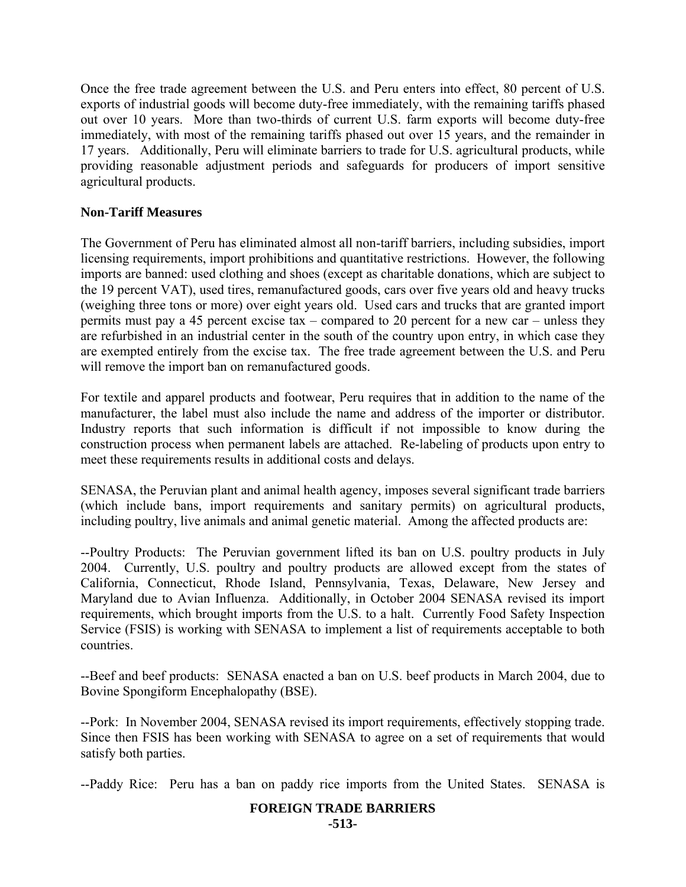Once the free trade agreement between the U.S. and Peru enters into effect, 80 percent of U.S. exports of industrial goods will become duty-free immediately, with the remaining tariffs phased out over 10 years. More than two-thirds of current U.S. farm exports will become duty-free immediately, with most of the remaining tariffs phased out over 15 years, and the remainder in 17 years. Additionally, Peru will eliminate barriers to trade for U.S. agricultural products, while providing reasonable adjustment periods and safeguards for producers of import sensitive agricultural products.

**Non-Tariff Measures**

The Government of Peru has eliminated almost all non-tariff barriers, including subsidies, import licensing requirements, import prohibitions and quantitative restrictions. However, the following imports are banned: used clothing and shoes (except as charitable donations, which are subject to the 19 percent VAT), used tires, remanufactured goods, cars over five years old and heavy trucks (weighing three tons or more) over eight years old. Used cars and trucks that are granted import permits must pay a 45 percent excise tax – compared to 20 percent for a new car – unless they are refurbished in an industrial center in the south of the country upon entry, in which case they are exempted entirely from the excise tax. The free trade agreement between the U.S. and Peru will remove the import ban on remanufactured goods.

For textile and apparel products and footwear, Peru requires that in addition to the name of the manufacturer, the label must also include the name and address of the importer or distributor. Industry reports that such information is difficult if not impossible to know during the construction process when permanent labels are attached. Re-labeling of products upon entry to meet these requirements results in additional costs and delays.

SENASA, the Peruvian plant and animal health agency, imposes several significant trade barriers (which include bans, import requirements and sanitary permits) on agricultural products, including poultry, live animals and animal genetic material. Among the affected products are:

--Poultry Products: The Peruvian government lifted its ban on U.S. poultry products in July 2004. Currently, U.S. poultry and poultry products are allowed except from the states of California, Connecticut, Rhode Island, Pennsylvania, Texas, Delaware, New Jersey and Maryland due to Avian Influenza. Additionally, in October 2004 SENASA revised its import requirements, which brought imports from the U.S. to a halt. Currently Food Safety Inspection Service (FSIS) is working with SENASA to implement a list of requirements acceptable to both countries.

--Beef and beef products: SENASA enacted a ban on U.S. beef products in March 2004, due to Bovine Spongiform Encephalopathy (BSE).

--Pork: In November 2004, SENASA revised its import requirements, effectively stopping trade. Since then FSIS has been working with SENASA to agree on a set of requirements that would satisfy both parties.

--Paddy Rice: Peru has a ban on paddy rice imports from the United States. SENASA is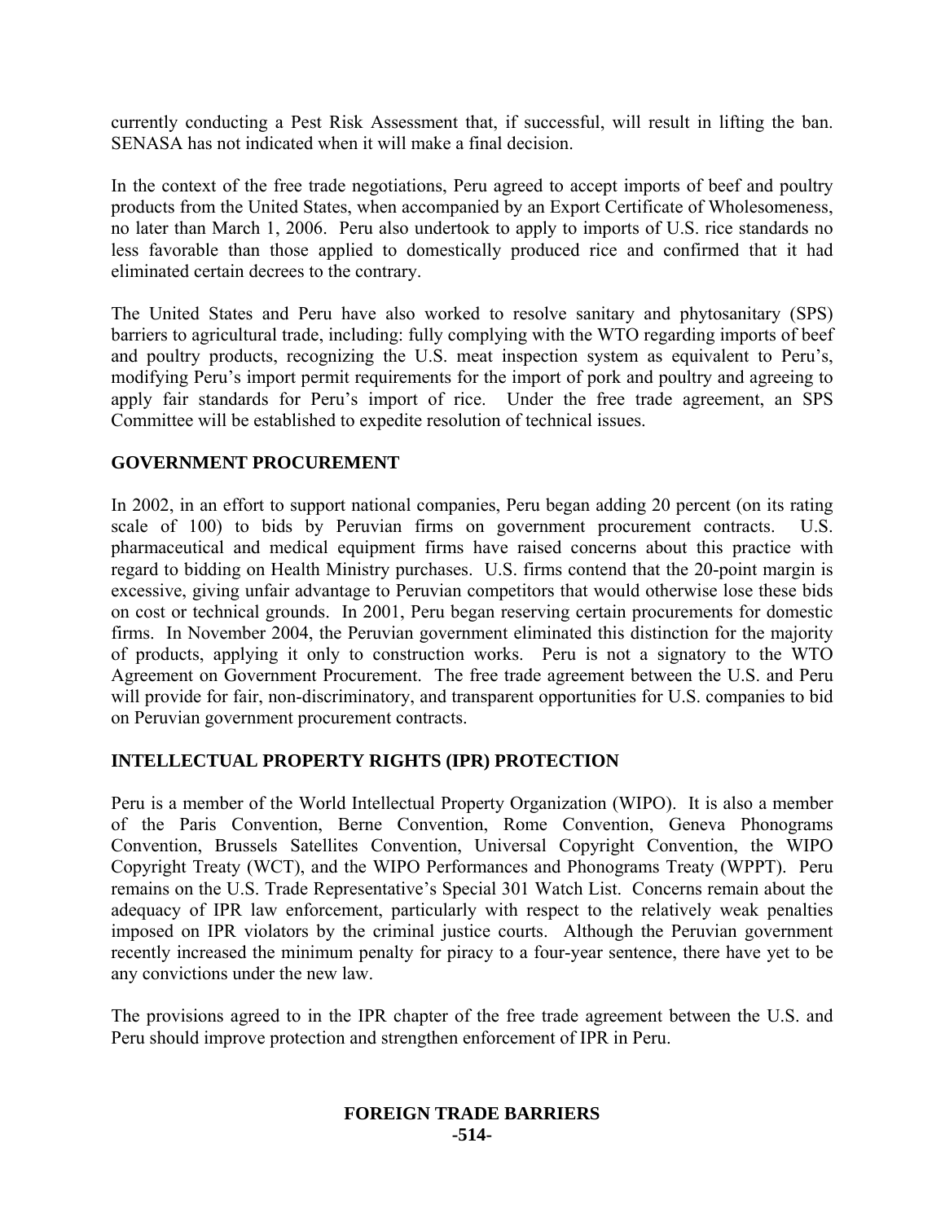currently conducting a Pest Risk Assessment that, if successful, will result in lifting the ban. SENASA has not indicated when it will make a final decision.

In the context of the free trade negotiations, Peru agreed to accept imports of beef and poultry products from the United States, when accompanied by an Export Certificate of Wholesomeness, no later than March 1, 2006. Peru also undertook to apply to imports of U.S. rice standards no less favorable than those applied to domestically produced rice and confirmed that it had eliminated certain decrees to the contrary.

The United States and Peru have also worked to resolve sanitary and phytosanitary (SPS) barriers to agricultural trade, including: fully complying with the WTO regarding imports of beef and poultry products, recognizing the U.S. meat inspection system as equivalent to Peru's, modifying Peru's import permit requirements for the import of pork and poultry and agreeing to apply fair standards for Peru's import of rice. Under the free trade agreement, an SPS Committee will be established to expedite resolution of technical issues.

## GOVERNMENT PROCUREMENT

In 2002, in an effort to support national companies, Peru began adding 20 percent (on its rating scale of 100) to bids by Peruvian firms on government procurement contracts. U.S. pharmaceutical and medical equipment firms have raised concerns about this practice with regard to bidding on Health Ministry purchases. U.S. firms contend that the 20-point margin is excessive, giving unfair advantage to Peruvian competitors that would otherwise lose these bids on cost or technical grounds. In 2001, Peru began reserving certain procurements for domestic firms. In November 2004, the Peruvian government eliminated this distinction for the majority of products, applying it only to construction works. Peru is not a signatory to the WTO Agreement on Government Procurement. The free trade agreement between the U.S. and Peru will provide for fair, non-discriminatory, and transparent opportunities for U.S. companies to bid on Peruvian government procurement contracts.

## INTELLECTUAL PROPERTY RIGHTS (IPR) PROTECTION

Peru is a member of the World Intellectual Property Organization (WIPO). It is also a member of the Paris Convention, Berne Convention, Rome Convention, Geneva Phonograms Convention, Brussels Satellites Convention, Universal Copyright Convention, the WIPO Copyright Treaty (WCT), and the WIPO Performances and Phonograms Treaty (WPPT). Peru remains on the U.S. Trade Representative's Special 301 Watch List. Concerns remain about the adequacy of IPR law enforcement, particularly with respect to the relatively weak penalties imposed on IPR violators by the criminal justice courts. Although the Peruvian government recently increased the minimum penalty for piracy to a four-year sentence, there have yet to be any convictions under the new law.

The provisions agreed to in the IPR chapter of the free trade agreement between the U.S. and Peru should improve protection and strengthen enforcement of IPR in Peru.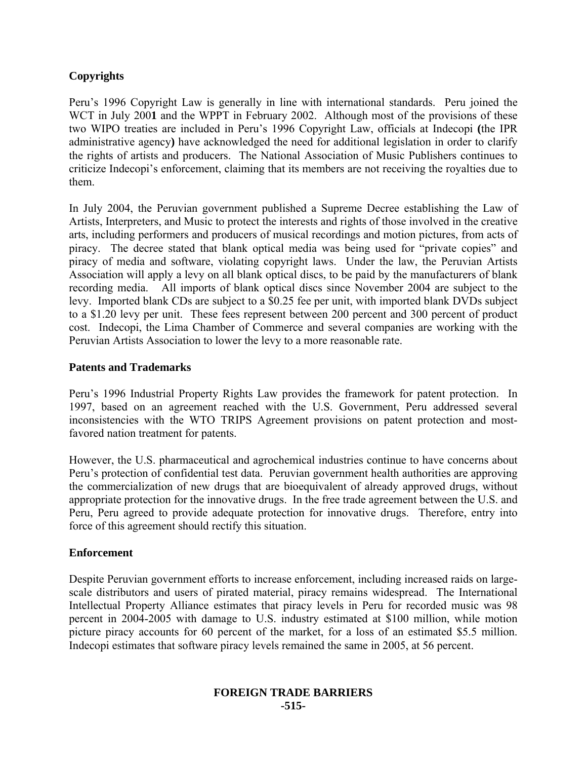## Copyrights

Peru's 1996 Copyright Law is generally in line with international standards. Peru joined the WCT in July 2001 and the WPPT in February 2002. Although most of the provisions of these two WIPO treaties are included in Peru's 1996 Copyright Law, officials at Indecopi (the IPR administrative agency) have acknowledged the need for additional legislation in order to clarify the rights of artists and producers. The National Association of Music Publishers continues to criticize Indecopi's enforcement, claiming that its members are not receiving the royalties due to them.

In July 2004, the Peruvian government published a Supreme Decree establishing the Law of Artists, Interpreters, and Music to protect the interests and rights of those involved in the creative arts, including performers and producers of musical recordings and motion pictures, from acts of piracy. The decree stated that blank optical media was being used for "private copies" and piracy of media and software, violating copyright laws. Under the law, the Peruvian Artists Association will apply a levy on all blank optical discs, to be paid by the manufacturers of blank recording media. All imports of blank optical discs since November 2004 are subject to the levy. Imported blank CDs are subject to a $0.25 fee per unit, with imported blank DVDs subject to a $1.20 levy per unit. These fees represent between 200 percent and 300 percent of product cost. Indecopi, the Lima Chamber of Commerce and several companies are working with the Peruvian Artists Association to lower the levy to a more reasonable rate.

## Patents and Trademarks

Peru's 1996 Industrial Property Rights Law provides the framework for patent protection. In 1997, based on an agreement reached with the U.S. Government, Peru addressed several inconsistencies with the WTO TRIPS Agreement provisions on patent protection and most-favored nation treatment for patents.

However, the U.S. pharmaceutical and agrochemical industries continue to have concerns about Peru's protection of confidential test data. Peruvian government health authorities are approving the commercialization of new drugs that are bioequivalent of already approved drugs, without appropriate protection for the innovative drugs. In the free trade agreement between the U.S. and Peru, Peru agreed to provide adequate protection for innovative drugs. Therefore, entry into force of this agreement should rectify this situation.

## Enforcement

Despite Peruvian government efforts to increase enforcement, including increased raids on large-scale distributors and users of pirated material, piracy remains widespread. The International Intellectual Property Alliance estimates that piracy levels in Peru for recorded music was 98 percent in 2004-2005 with damage to U.S. industry estimated at $100 million, while motion picture piracy accounts for 60 percent of the market, for a loss of an estimated $5.5 million. Indecopi estimates that software piracy levels remained the same in 2005, at 56 percent.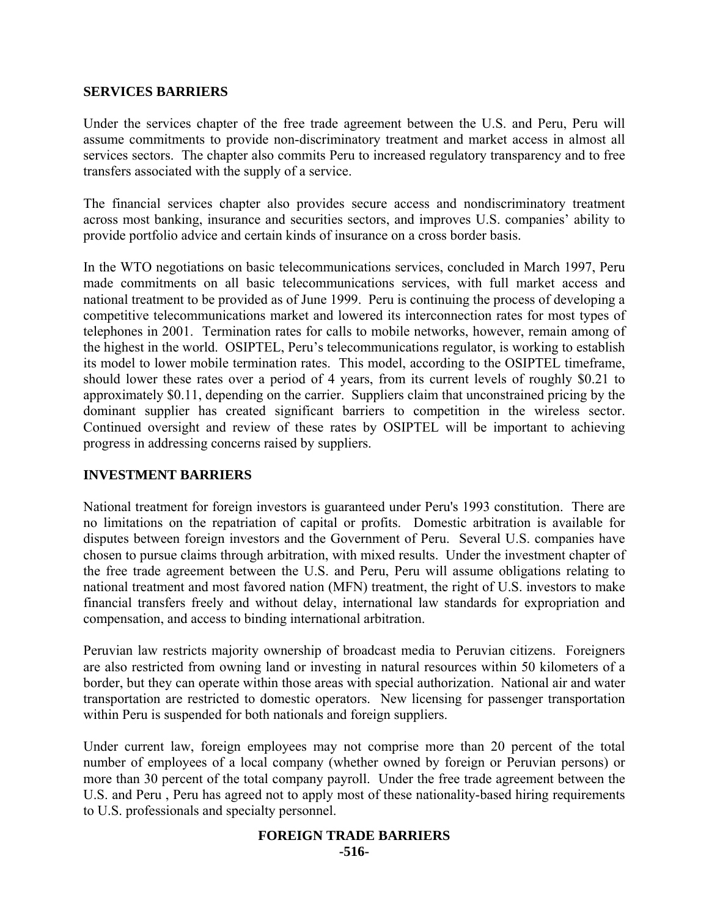## SERVICES BARRIERS

Under the services chapter of the free trade agreement between the U.S. and Peru, Peru will assume commitments to provide non-discriminatory treatment and market access in almost all services sectors. The chapter also commits Peru to increased regulatory transparency and to free transfers associated with the supply of a service.

The financial services chapter also provides secure access and nondiscriminatory treatment across most banking, insurance and securities sectors, and improves U.S. companies' ability to provide portfolio advice and certain kinds of insurance on a cross border basis.

In the WTO negotiations on basic telecommunications services, concluded in March 1997, Peru made commitments on all basic telecommunications services, with full market access and national treatment to be provided as of June 1999. Peru is continuing the process of developing a competitive telecommunications market and lowered its interconnection rates for most types of telephones in 2001. Termination rates for calls to mobile networks, however, remain among of the highest in the world. OSIPTEL, Peru's telecommunications regulator, is working to establish its model to lower mobile termination rates. This model, according to the OSIPTEL timeframe, should lower these rates over a period of 4 years, from its current levels of roughly $0.21 to approximately $0.11, depending on the carrier. Suppliers claim that unconstrained pricing by the dominant supplier has created significant barriers to competition in the wireless sector. Continued oversight and review of these rates by OSIPTEL will be important to achieving progress in addressing concerns raised by suppliers.

## INVESTMENT BARRIERS

National treatment for foreign investors is guaranteed under Peru's 1993 constitution. There are no limitations on the repatriation of capital or profits. Domestic arbitration is available for disputes between foreign investors and the Government of Peru. Several U.S. companies have chosen to pursue claims through arbitration, with mixed results. Under the investment chapter of the free trade agreement between the U.S. and Peru, Peru will assume obligations relating to national treatment and most favored nation (MFN) treatment, the right of U.S. investors to make financial transfers freely and without delay, international law standards for expropriation and compensation, and access to binding international arbitration.

Peruvian law restricts majority ownership of broadcast media to Peruvian citizens. Foreigners are also restricted from owning land or investing in natural resources within 50 kilometers of a border, but they can operate within those areas with special authorization. National air and water transportation are restricted to domestic operators. New licensing for passenger transportation within Peru is suspended for both nationals and foreign suppliers.

Under current law, foreign employees may not comprise more than 20 percent of the total number of employees of a local company (whether owned by foreign or Peruvian persons) or more than 30 percent of the total company payroll. Under the free trade agreement between the U.S. and Peru , Peru has agreed not to apply most of these nationality-based hiring requirements to U.S. professionals and specialty personnel.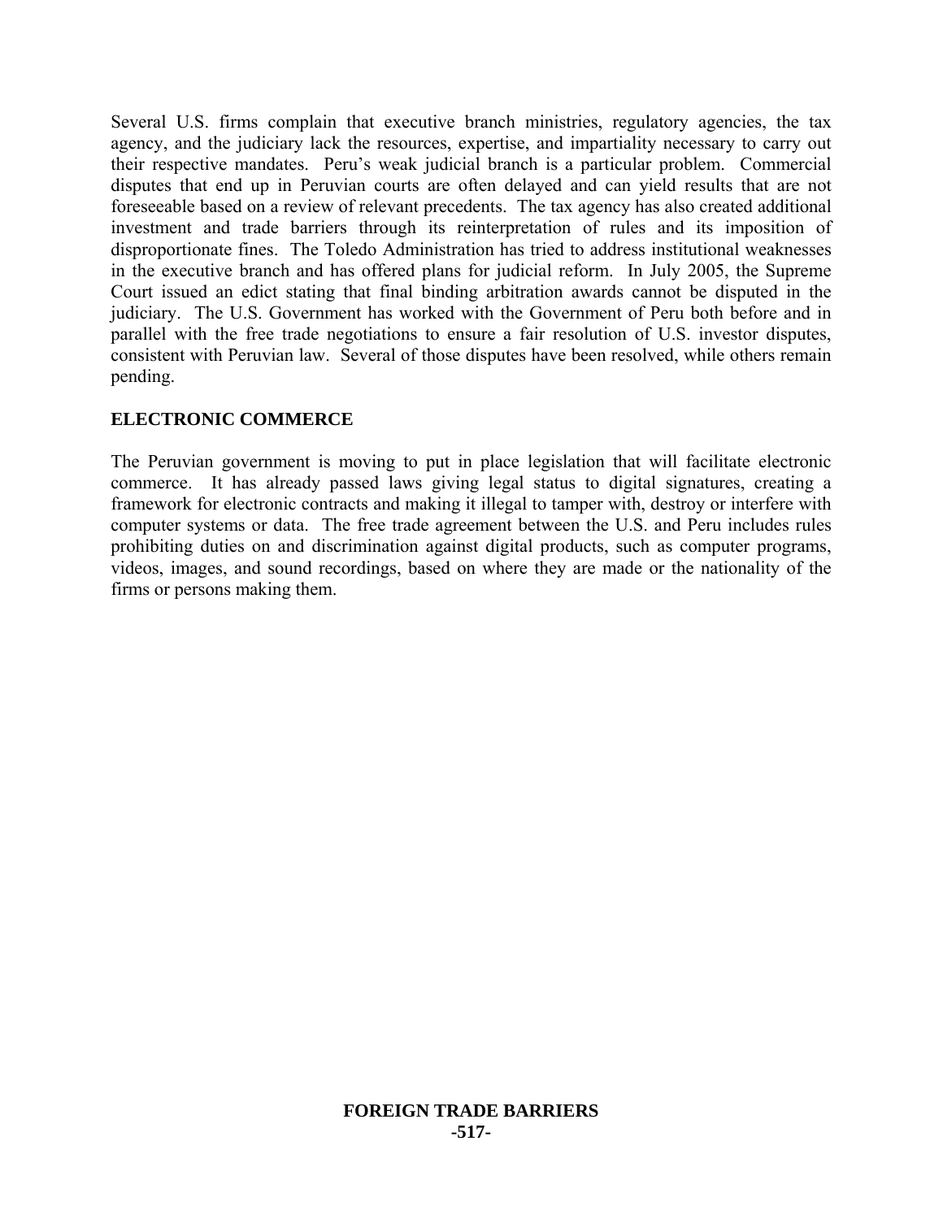Several U.S. firms complain that executive branch ministries, regulatory agencies, the tax agency, and the judiciary lack the resources, expertise, and impartiality necessary to carry out their respective mandates. Peru's weak judicial branch is a particular problem. Commercial disputes that end up in Peruvian courts are often delayed and can yield results that are not foreseeable based on a review of relevant precedents. The tax agency has also created additional investment and trade barriers through its reinterpretation of rules and its imposition of disproportionate fines. The Toledo Administration has tried to address institutional weaknesses in the executive branch and has offered plans for judicial reform. In July 2005, the Supreme Court issued an edict stating that final binding arbitration awards cannot be disputed in the judiciary. The U.S. Government has worked with the Government of Peru both before and in parallel with the free trade negotiations to ensure a fair resolution of U.S. investor disputes, consistent with Peruvian law. Several of those disputes have been resolved, while others remain pending.

## ELECTRONIC COMMERCE

The Peruvian government is moving to put in place legislation that will facilitate electronic commerce. It has already passed laws giving legal status to digital signatures, creating a framework for electronic contracts and making it illegal to tamper with, destroy or interfere with computer systems or data. The free trade agreement between the U.S. and Peru includes rules prohibiting duties on and discrimination against digital products, such as computer programs, videos, images, and sound recordings, based on where they are made or the nationality of the firms or persons making them.